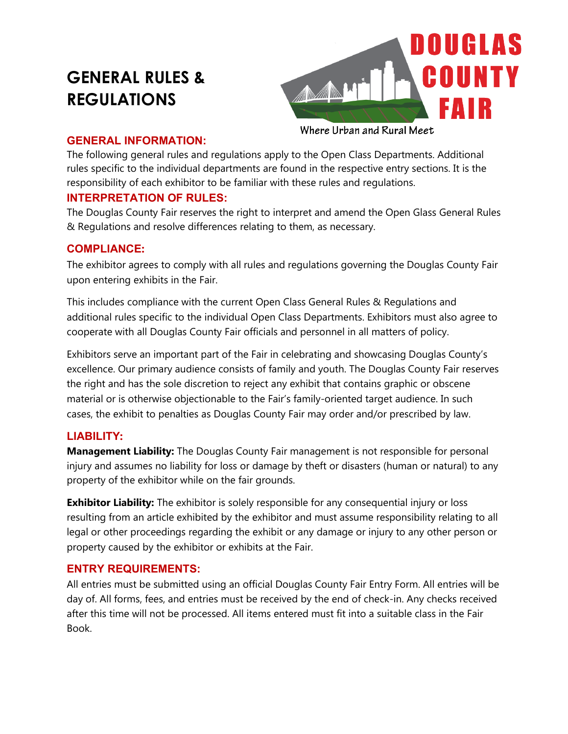# GENERAL RULES & REGULATIONS

DOUGLAS COUNTY FAIR

Where Urban and Rural Meet

## GENERAL INFORMATION:

The following general rules and regulations apply to the Open Class Departments. Additional rules specific to the individual departments are found in the respective entry sections. It is the responsibility of each exhibitor to be familiar with these rules and regulations.

## INTERPRETATION OF RULES:

The Douglas County Fair reserves the right to interpret and amend the Open Glass General Rules & Regulations and resolve differences relating to them, as necessary.

## COMPLIANCE:

The exhibitor agrees to comply with all rules and regulations governing the Douglas County Fair upon entering exhibits in the Fair.

This includes compliance with the current Open Class General Rules & Regulations and additional rules specific to the individual Open Class Departments. Exhibitors must also agree to cooperate with all Douglas County Fair officials and personnel in all matters of policy.

Exhibitors serve an important part of the Fair in celebrating and showcasing Douglas County's excellence. Our primary audience consists of family and youth. The Douglas County Fair reserves the right and has the sole discretion to reject any exhibit that contains graphic or obscene material or is otherwise objectionable to the Fair's family-oriented target audience. In such cases, the exhibit to penalties as Douglas County Fair may order and/or prescribed by law.

## LIABILITY:

**Management Liability:** The Douglas County Fair management is not responsible for personal injury and assumes no liability for loss or damage by theft or disasters (human or natural) to any property of the exhibitor while on the fair grounds.

**Exhibitor Liability:** The exhibitor is solely responsible for any consequential injury or loss resulting from an article exhibited by the exhibitor and must assume responsibility relating to all legal or other proceedings regarding the exhibit or any damage or injury to any other person or property caused by the exhibitor or exhibits at the Fair.

## ENTRY REQUIREMENTS:

All entries must be submitted using an official Douglas County Fair Entry Form. All entries will be day of. All forms, fees, and entries must be received by the end of check-in. Any checks received after this time will not be processed. All items entered must fit into a suitable class in the Fair Book.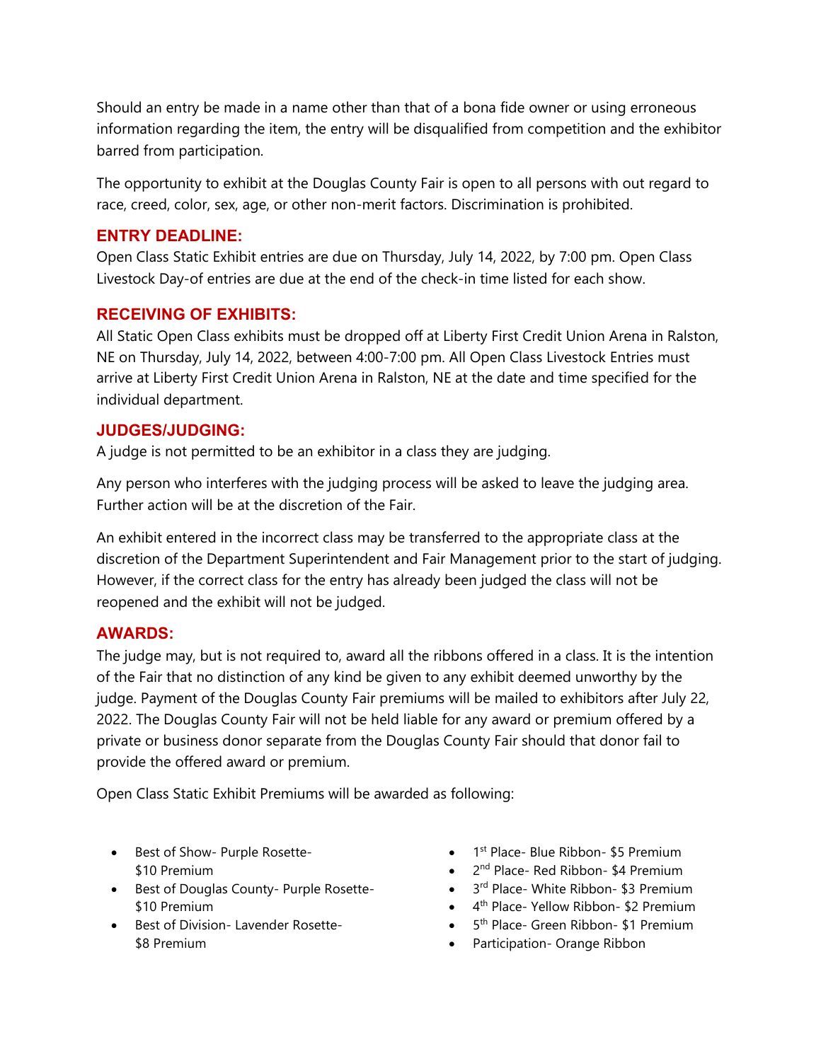Should an entry be made in a name other than that of a bona fide owner or using erroneous information regarding the item, the entry will be disqualified from competition and the exhibitor barred from participation.

The opportunity to exhibit at the Douglas County Fair is open to all persons with out regard to race, creed, color, sex, age, or other non-merit factors. Discrimination is prohibited.

## ENTRY DEADLINE:

Open Class Static Exhibit entries are due on Thursday, July 14, 2022, by 7:00 pm. Open Class Livestock Day-of entries are due at the end of the check-in time listed for each show.

## RECEIVING OF EXHIBITS:

All Static Open Class exhibits must be dropped off at Liberty First Credit Union Arena in Ralston, NE on Thursday, July 14, 2022, between 4:00-7:00 pm. All Open Class Livestock Entries must arrive at Liberty First Credit Union Arena in Ralston, NE at the date and time specified for the individual department.

## JUDGES/JUDGING:

A judge is not permitted to be an exhibitor in a class they are judging.

Any person who interferes with the judging process will be asked to leave the judging area. Further action will be at the discretion of the Fair.

An exhibit entered in the incorrect class may be transferred to the appropriate class at the discretion of the Department Superintendent and Fair Management prior to the start of judging. However, if the correct class for the entry has already been judged the class will not be reopened and the exhibit will not be judged.

## AWARDS:

The judge may, but is not required to, award all the ribbons offered in a class. It is the intention of the Fair that no distinction of any kind be given to any exhibit deemed unworthy by the judge. Payment of the Douglas County Fair premiums will be mailed to exhibitors after July 22, 2022. The Douglas County Fair will not be held liable for any award or premium offered by a private or business donor separate from the Douglas County Fair should that donor fail to provide the offered award or premium.

Open Class Static Exhibit Premiums will be awarded as following:

- Best of Show- Purple Rosette- $10 Premium
- Best of Douglas County- Purple Rosette- $10 Premium
- Best of Division- Lavender Rosette- $8 Premium
- 1st Place- Blue Ribbon- $5 Premium
- 2nd Place- Red Ribbon- $4 Premium
- 3rd Place- White Ribbon- $3 Premium
- 4th Place- Yellow Ribbon- $2 Premium
- 5th Place- Green Ribbon- $1 Premium
- Participation- Orange Ribbon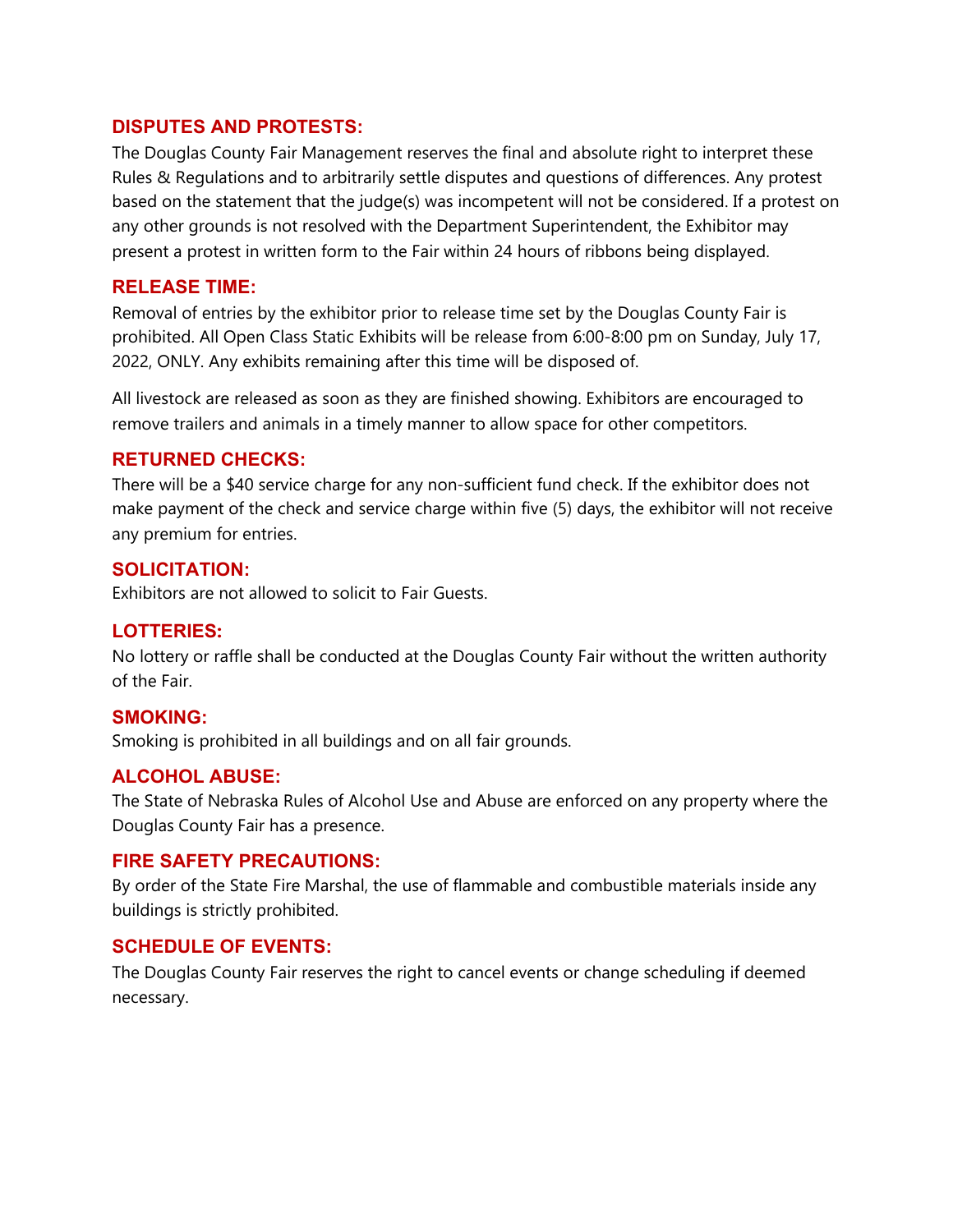## DISPUTES AND PROTESTS:

The Douglas County Fair Management reserves the final and absolute right to interpret these Rules & Regulations and to arbitrarily settle disputes and questions of differences. Any protest based on the statement that the judge(s) was incompetent will not be considered. If a protest on any other grounds is not resolved with the Department Superintendent, the Exhibitor may present a protest in written form to the Fair within 24 hours of ribbons being displayed.

## RELEASE TIME:

Removal of entries by the exhibitor prior to release time set by the Douglas County Fair is prohibited. All Open Class Static Exhibits will be release from 6:00-8:00 pm on Sunday, July 17, 2022, ONLY. Any exhibits remaining after this time will be disposed of.

All livestock are released as soon as they are finished showing. Exhibitors are encouraged to remove trailers and animals in a timely manner to allow space for other competitors.

## RETURNED CHECKS:

There will be a $40 service charge for any non-sufficient fund check. If the exhibitor does not make payment of the check and service charge within five (5) days, the exhibitor will not receive any premium for entries.

## SOLICITATION:

Exhibitors are not allowed to solicit to Fair Guests.

## LOTTERIES:

No lottery or raffle shall be conducted at the Douglas County Fair without the written authority of the Fair.

## SMOKING:

Smoking is prohibited in all buildings and on all fair grounds.

## ALCOHOL ABUSE:

The State of Nebraska Rules of Alcohol Use and Abuse are enforced on any property where the Douglas County Fair has a presence.

## FIRE SAFETY PRECAUTIONS:

By order of the State Fire Marshal, the use of flammable and combustible materials inside any buildings is strictly prohibited.

## SCHEDULE OF EVENTS:

The Douglas County Fair reserves the right to cancel events or change scheduling if deemed necessary.